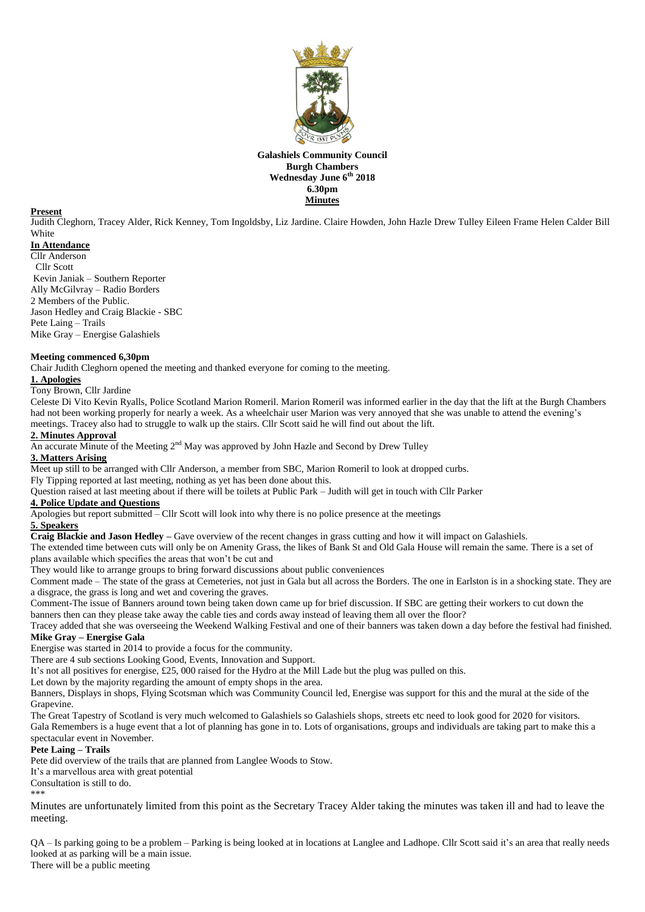**Galashiels Community Council**
**Burgh Chambers**
**Wednesday June 6th 2018**
**6.30pm**
**Minutes**

**Present**

Judith Cleghorn, Tracey Alder, Rick Kenney, Tom Ingoldsby, Liz Jardine. Claire Howden, John Hazle Drew Tulley Eileen Frame Helen Calder Bill White

**In Attendance**

Cllr Anderson
Cllr Scott
Kevin Janiak – Southern Reporter
Ally McGilvray – Radio Borders
2 Members of the Public.
Jason Hedley and Craig Blackie - SBC
Pete Laing – Trails
Mike Gray – Energise Galashiels

**Meeting commenced 6,30pm**

Chair Judith Cleghorn opened the meeting and thanked everyone for coming to the meeting.

**1. Apologies**

Tony Brown, Cllr Jardine

Celeste Di Vito Kevin Ryalls, Police Scotland Marion Romeril. Marion Romeril was informed earlier in the day that the lift at the Burgh Chambers had not been working properly for nearly a week. As a wheelchair user Marion was very annoyed that she was unable to attend the evening's meetings. Tracey also had to struggle to walk up the stairs. Cllr Scott said he will find out about the lift.

**2. Minutes Approval**

An accurate Minute of the Meeting 2nd May was approved by John Hazle and Second by Drew Tulley

**3. Matters Arising**

Meet up still to be arranged with Cllr Anderson, a member from SBC, Marion Romeril to look at dropped curbs.

Fly Tipping reported at last meeting, nothing as yet has been done about this.

Question raised at last meeting about if there will be toilets at Public Park – Judith will get in touch with Cllr Parker

**4. Police Update and Questions**

Apologies but report submitted – Cllr Scott will look into why there is no police presence at the meetings

**5. Speakers**

**Craig Blackie and Jason Hedley –** Gave overview of the recent changes in grass cutting and how it will impact on Galashiels.

The extended time between cuts will only be on Amenity Grass, the likes of Bank St and Old Gala House will remain the same. There is a set of plans available which specifies the areas that won't be cut and

They would like to arrange groups to bring forward discussions about public conveniences

Comment made – The state of the grass at Cemeteries, not just in Gala but all across the Borders. The one in Earlston is in a shocking state. They are a disgrace, the grass is long and wet and covering the graves.

Comment-The issue of Banners around town being taken down came up for brief discussion. If SBC are getting their workers to cut down the banners then can they please take away the cable ties and cords away instead of leaving them all over the floor?

Tracey added that she was overseeing the Weekend Walking Festival and one of their banners was taken down a day before the festival had finished.

**Mike Gray – Energise Gala**

Energise was started in 2014 to provide a focus for the community.

There are 4 sub sections Looking Good, Events, Innovation and Support.

It's not all positives for energise, £25, 000 raised for the Hydro at the Mill Lade but the plug was pulled on this.

Let down by the majority regarding the amount of empty shops in the area.

Banners, Displays in shops, Flying Scotsman which was Community Council led, Energise was support for this and the mural at the side of the Grapevine.

The Great Tapestry of Scotland is very much welcomed to Galashiels so Galashiels shops, streets etc need to look good for 2020 for visitors.

Gala Remembers is a huge event that a lot of planning has gone in to. Lots of organisations, groups and individuals are taking part to make this a spectacular event in November.

**Pete Laing – Trails**

Pete did overview of the trails that are planned from Langlee Woods to Stow.

It's a marvellous area with great potential

Consultation is still to do.

\*\*\*

Minutes are unfortunately limited from this point as the Secretary Tracey Alder taking the minutes was taken ill and had to leave the meeting.

QA – Is parking going to be a problem – Parking is being looked at in locations at Langlee and Ladhope. Cllr Scott said it's an area that really needs looked at as parking will be a main issue.

There will be a public meeting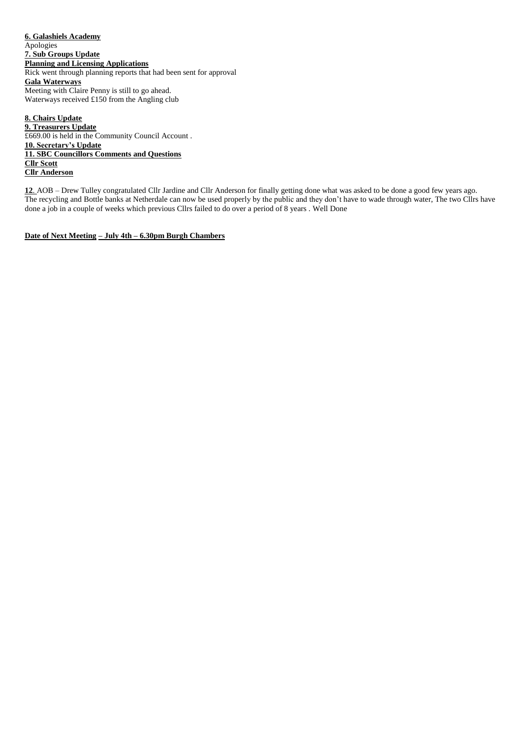**6. Galashiels Academy**

Apologies

**7. Sub Groups Update**

**Planning and Licensing Applications**

Rick went through planning reports that had been sent for approval

**Gala Waterways**

Meeting with Claire Penny is still to go ahead.
Waterways received £150 from the Angling club

**8. Chairs Update**

**9. Treasurers Update**

£669.00 is held in the Community Council Account .

**10. Secretary's Update**

**11. SBC Councillors Comments and Questions**

**Cllr Scott**

**Cllr Anderson**

**12**. AOB – Drew Tulley congratulated Cllr Jardine and Cllr Anderson for finally getting done what was asked to be done a good few years ago. The recycling and Bottle banks at Netherdale can now be used properly by the public and they don't have to wade through water, The two Cllrs have done a job in a couple of weeks which previous Cllrs failed to do over a period of 8 years . Well Done

**Date of Next Meeting – July 4th – 6.30pm Burgh Chambers**